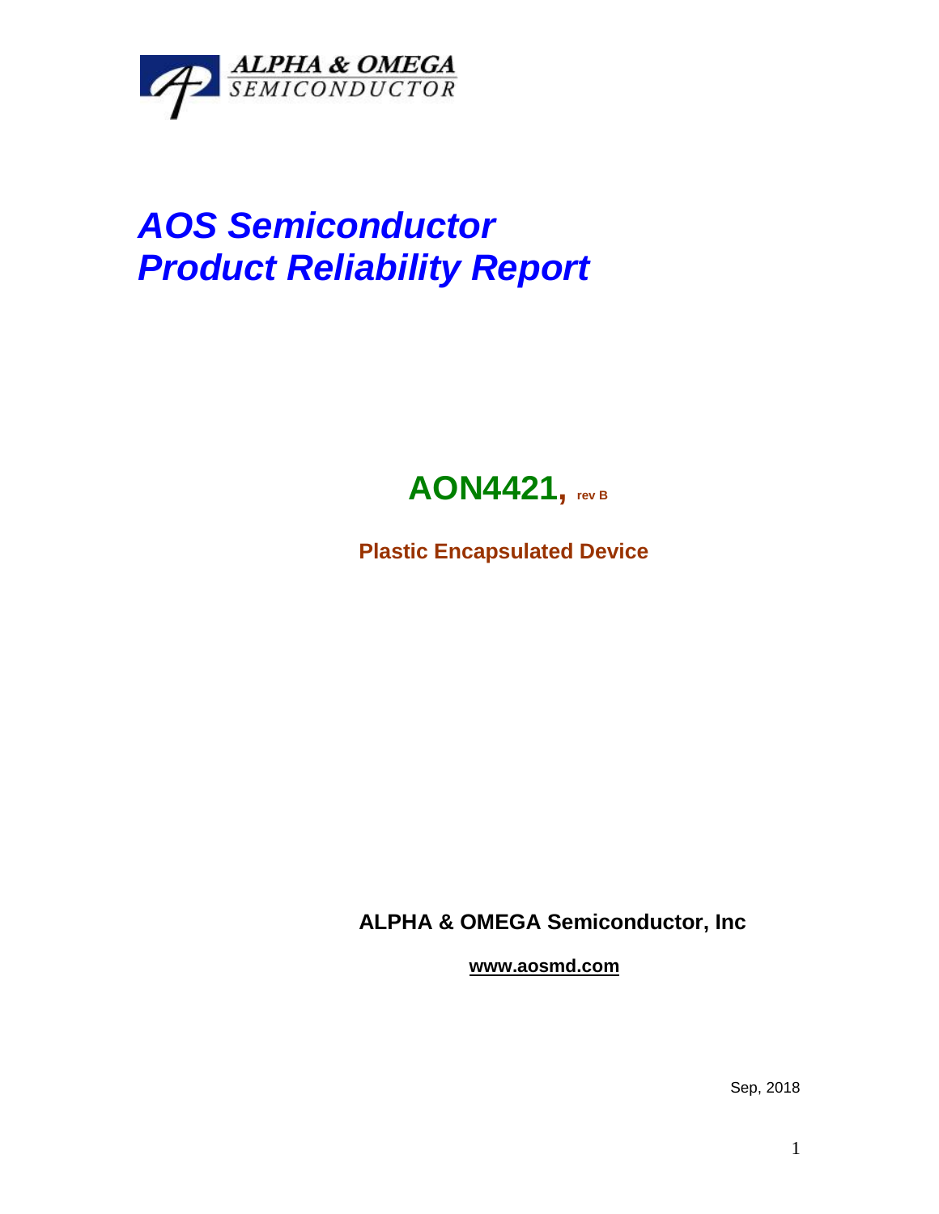ALPHA & OMEGA
SEMICONDUCTOR

# *AOS Semiconductor*
# *Product Reliability Report*

## AON4421, rev B

**Plastic Encapsulated Device**

**ALPHA & OMEGA Semiconductor, Inc**

**www.aosmd.com**

Sep, 2018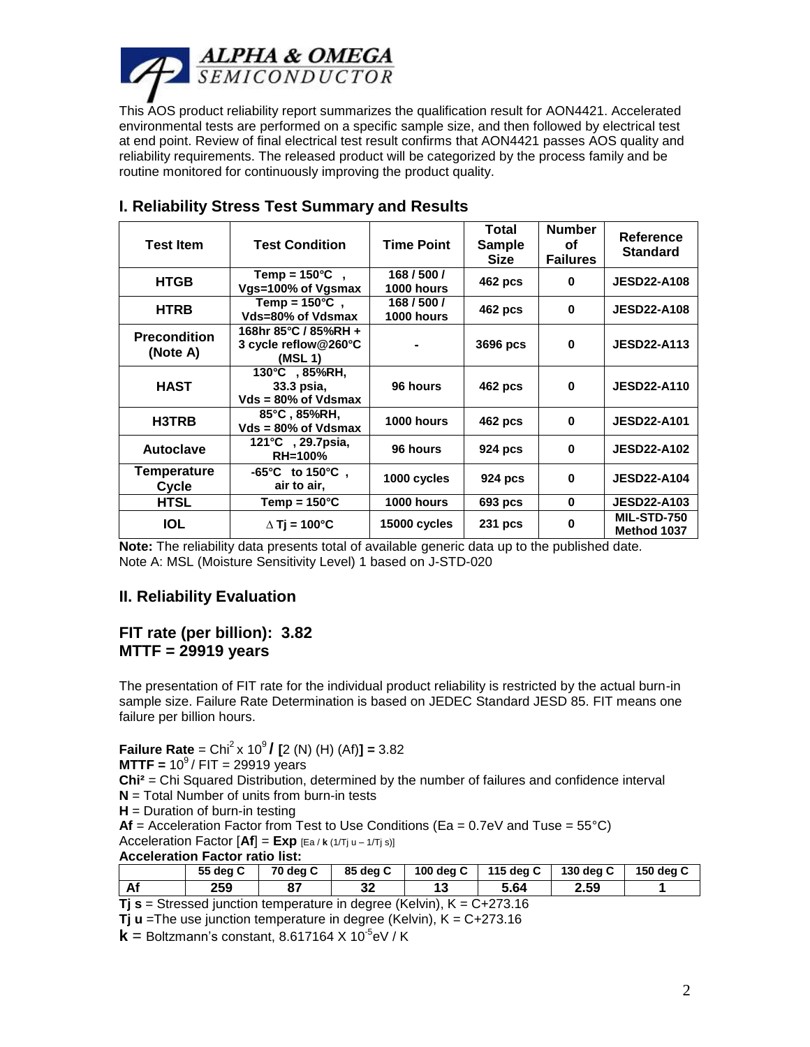This AOS product reliability report summarizes the qualification result for AON4421. Accelerated environmental tests are performed on a specific sample size, and then followed by electrical test at end point. Review of final electrical test result confirms that AON4421 passes AOS quality and reliability requirements. The released product will be categorized by the process family and be routine monitored for continuously improving the product quality.

## I. Reliability Stress Test Summary and Results

| Test Item | Test Condition | Time Point | Total Sample Size | Number of Failures | Reference Standard |
|---|---|---|---|---|---|
| **HTGB** | Temp = 150°C , Vgs=100% of Vgsmax | 168 / 500 / 1000 hours | 462 pcs | 0 | JESD22-A108 |
| **HTRB** | Temp = 150°C , Vds=80% of Vdsmax | 168 / 500 / 1000 hours | 462 pcs | 0 | JESD22-A108 |
| **Precondition (Note A)** | 168hr 85°C / 85%RH + 3 cycle reflow@260°C (MSL 1) | - | 3696 pcs | 0 | JESD22-A113 |
| **HAST** | 130°C , 85%RH, 33.3 psia, Vds = 80% of Vdsmax | 96 hours | 462 pcs | 0 | JESD22-A110 |
| **H3TRB** | 85°C , 85%RH, Vds = 80% of Vdsmax | 1000 hours | 462 pcs | 0 | JESD22-A101 |
| **Autoclave** | 121°C , 29.7psia, RH=100% | 96 hours | 924 pcs | 0 | JESD22-A102 |
| **Temperature Cycle** | -65°C to 150°C , air to air, | 1000 cycles | 924 pcs | 0 | JESD22-A104 |
| **HTSL** | Temp = 150°C | 1000 hours | 693 pcs | 0 | JESD22-A103 |
| **IOL** | $\Delta$ Tj = 100°C | 15000 cycles | 231 pcs | 0 | MIL-STD-750 Method 1037 |

**Note:** The reliability data presents total of available generic data up to the published date.
Note A: MSL (Moisture Sensitivity Level) 1 based on J-STD-020

## II. Reliability Evaluation

### FIT rate (per billion): 3.82
### MTTF = 29919 years

The presentation of FIT rate for the individual product reliability is restricted by the actual burn-in sample size. Failure Rate Determination is based on JEDEC Standard JESD 85. FIT means one failure per billion hours.

**Failure Rate** = $Chi^2 \times 10^9$ **/ [**2 (N) (H) (Af)**] =** 3.82

**MTTF =** $10^9$ / FIT = 29919 years

**Chi²** = Chi Squared Distribution, determined by the number of failures and confidence interval

**N** = Total Number of units from burn-in tests

**H** = Duration of burn-in testing

**Af** = Acceleration Factor from Test to Use Conditions (Ea = 0.7eV and Tuse = 55°C)

Acceleration Factor [**Af**] = **Exp** [Ea / **k** (1/Tj u – 1/Tj s)]

**Acceleration Factor ratio list:**

| | 55 deg C | 70 deg C | 85 deg C | 100 deg C | 115 deg C | 130 deg C | 150 deg C |
|---|---|---|---|---|---|---|---|
| **Af** | 259 | 87 | 32 | 13 | 5.64 | 2.59 | 1 |

**Tj s** = Stressed junction temperature in degree (Kelvin), K = C+273.16

**Tj u** =The use junction temperature in degree (Kelvin), K = C+273.16

**k** = Boltzmann's constant, $8.617164 \times 10^{-5}$eV / K